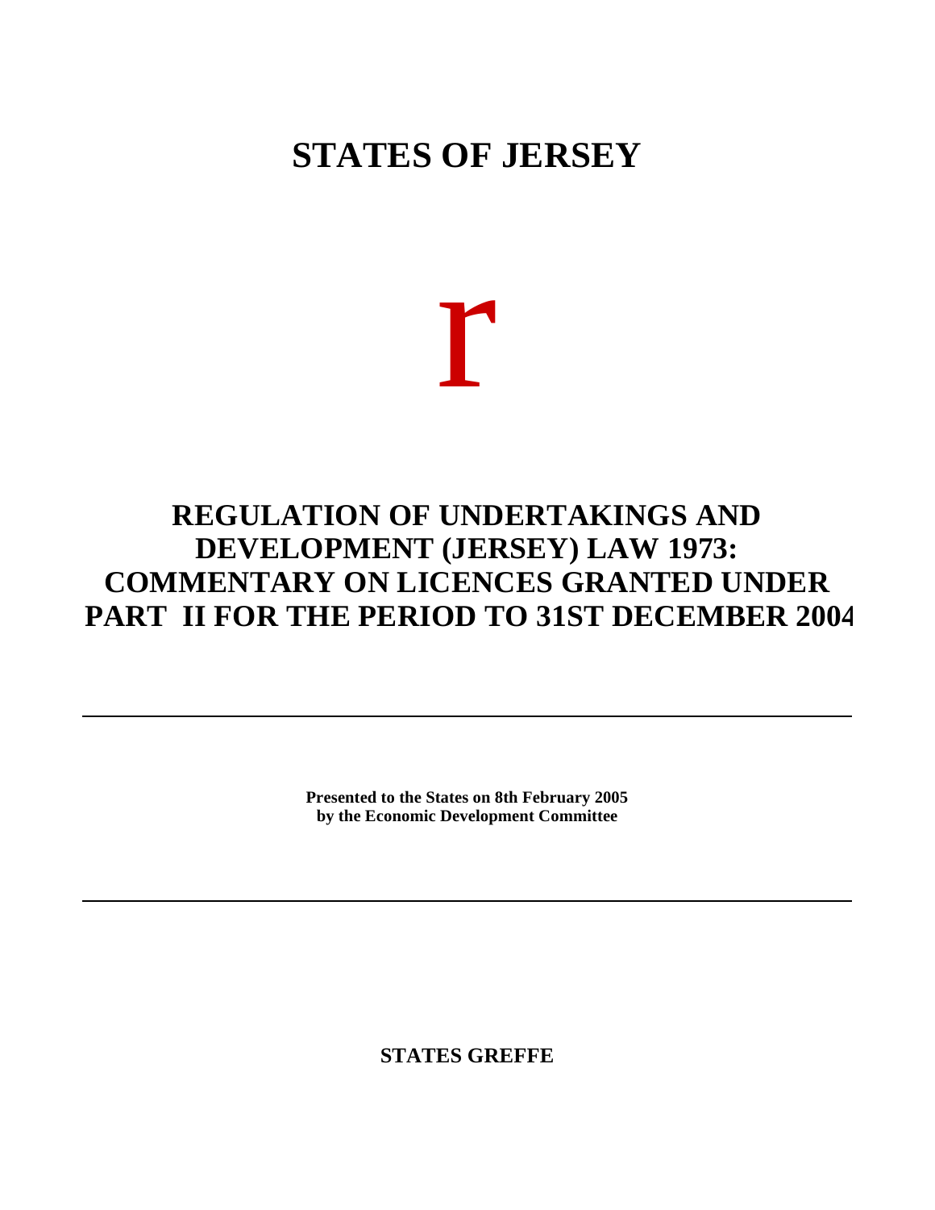# STATES OF JERSEY

r

# REGULATION OF UNDERTAKINGS AND DEVELOPMENT (JERSEY) LAW 1973: COMMENTARY ON LICENCES GRANTED UNDER PART II FOR THE PERIOD TO 31ST DECEMBER 2004

---

**Presented to the States on 8th February 2005**
**by the Economic Development Committee**

---

**STATES GREFFE**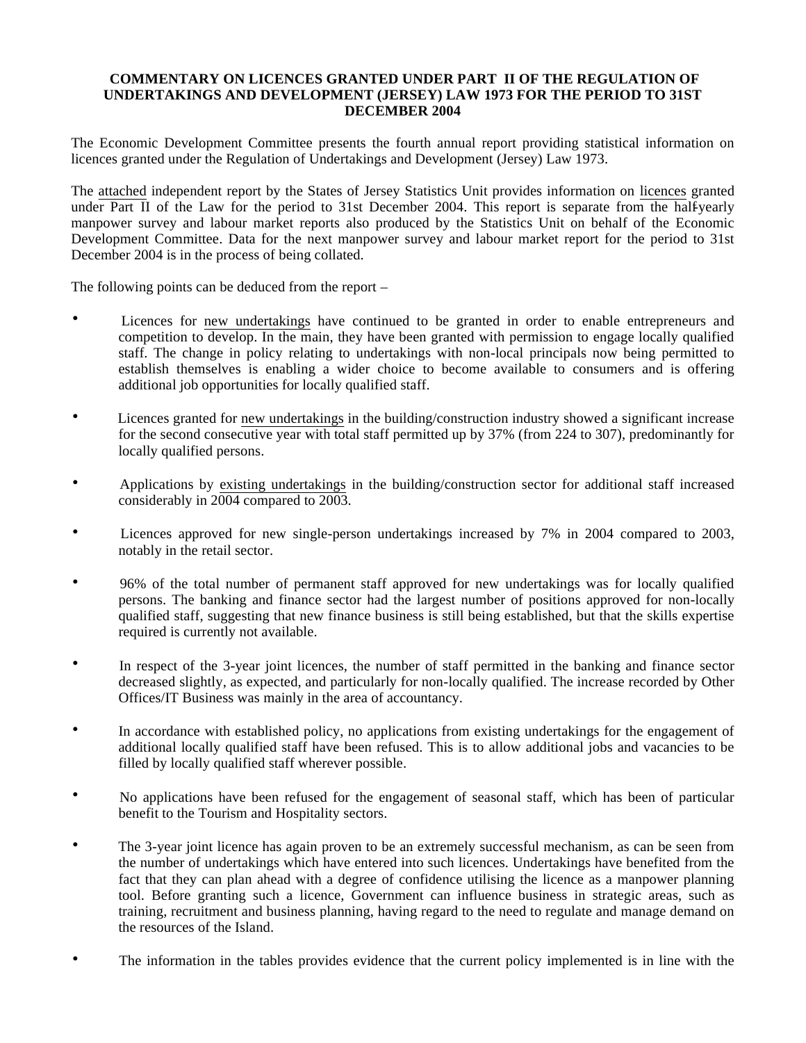**COMMENTARY ON LICENCES GRANTED UNDER PART II OF THE REGULATION OF UNDERTAKINGS AND DEVELOPMENT (JERSEY) LAW 1973 FOR THE PERIOD TO 31ST DECEMBER 2004**

The Economic Development Committee presents the fourth annual report providing statistical information on licences granted under the Regulation of Undertakings and Development (Jersey) Law 1973.

The attached independent report by the States of Jersey Statistics Unit provides information on licences granted under Part II of the Law for the period to 31st December 2004. This report is separate from the half-yearly manpower survey and labour market reports also produced by the Statistics Unit on behalf of the Economic Development Committee. Data for the next manpower survey and labour market report for the period to 31st December 2004 is in the process of being collated.

The following points can be deduced from the report –

- Licences for new undertakings have continued to be granted in order to enable entrepreneurs and competition to develop. In the main, they have been granted with permission to engage locally qualified staff. The change in policy relating to undertakings with non-local principals now being permitted to establish themselves is enabling a wider choice to become available to consumers and is offering additional job opportunities for locally qualified staff.
- Licences granted for new undertakings in the building/construction industry showed a significant increase for the second consecutive year with total staff permitted up by 37% (from 224 to 307), predominantly for locally qualified persons.
- Applications by existing undertakings in the building/construction sector for additional staff increased considerably in 2004 compared to 2003.
- Licences approved for new single-person undertakings increased by 7% in 2004 compared to 2003, notably in the retail sector.
- 96% of the total number of permanent staff approved for new undertakings was for locally qualified persons. The banking and finance sector had the largest number of positions approved for non-locally qualified staff, suggesting that new finance business is still being established, but that the skills expertise required is currently not available.
- In respect of the 3-year joint licences, the number of staff permitted in the banking and finance sector decreased slightly, as expected, and particularly for non-locally qualified. The increase recorded by Other Offices/IT Business was mainly in the area of accountancy.
- In accordance with established policy, no applications from existing undertakings for the engagement of additional locally qualified staff have been refused. This is to allow additional jobs and vacancies to be filled by locally qualified staff wherever possible.
- No applications have been refused for the engagement of seasonal staff, which has been of particular benefit to the Tourism and Hospitality sectors.
- The 3-year joint licence has again proven to be an extremely successful mechanism, as can be seen from the number of undertakings which have entered into such licences. Undertakings have benefited from the fact that they can plan ahead with a degree of confidence utilising the licence as a manpower planning tool. Before granting such a licence, Government can influence business in strategic areas, such as training, recruitment and business planning, having regard to the need to regulate and manage demand on the resources of the Island.
- The information in the tables provides evidence that the current policy implemented is in line with the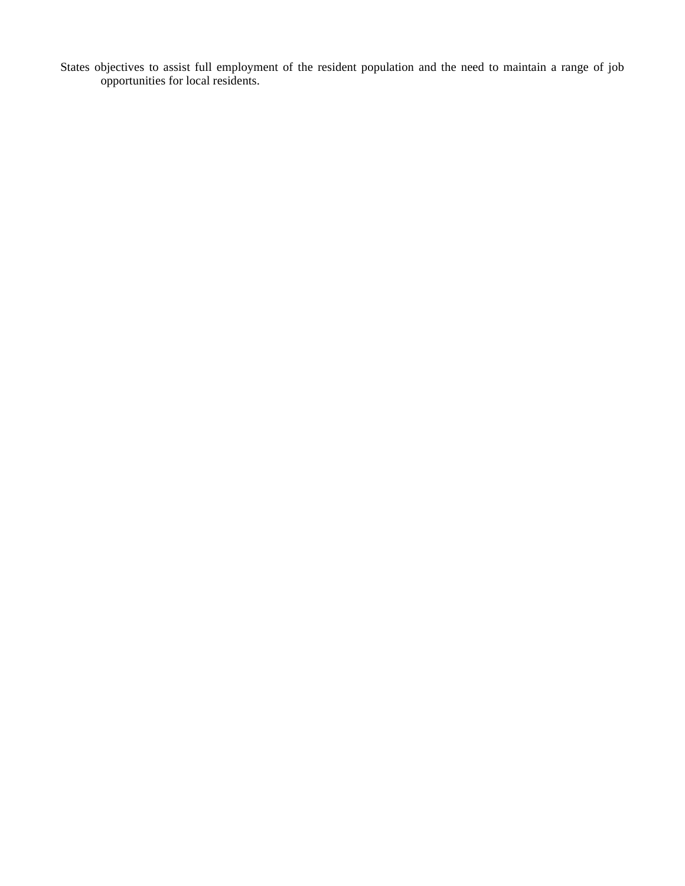States objectives to assist full employment of the resident population and the need to maintain a range of job opportunities for local residents.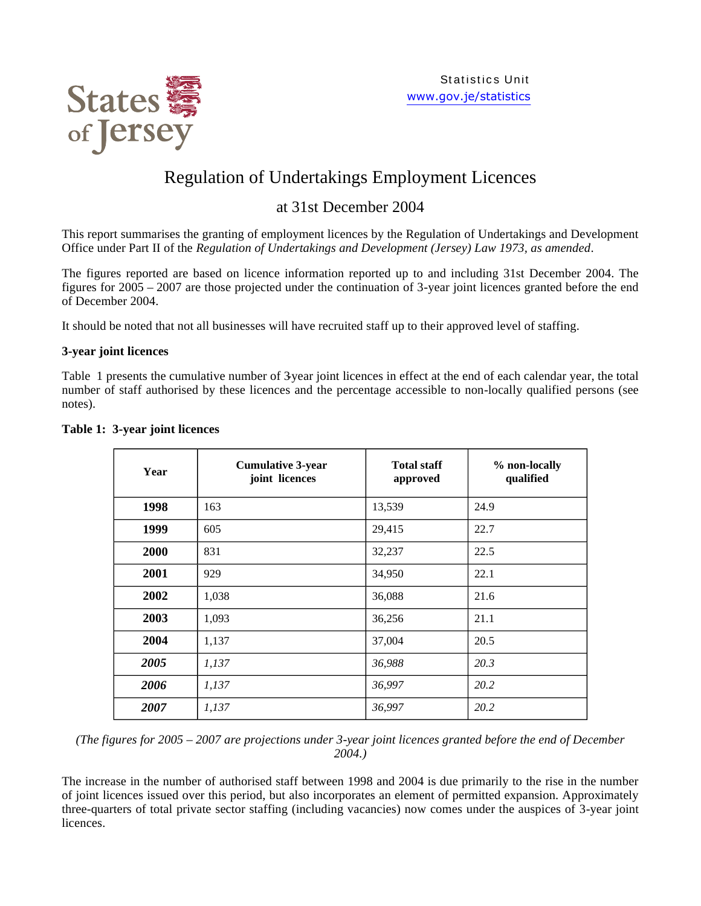States of Jersey

Statistics Unit
www.gov.je/statistics

# Regulation of Undertakings Employment Licences

## at 31st December 2004

This report summarises the granting of employment licences by the Regulation of Undertakings and Development Office under Part II of the *Regulation of Undertakings and Development (Jersey) Law 1973, as amended*.

The figures reported are based on licence information reported up to and including 31st December 2004. The figures for 2005 – 2007 are those projected under the continuation of 3-year joint licences granted before the end of December 2004.

It should be noted that not all businesses will have recruited staff up to their approved level of staffing.

### 3-year joint licences

Table 1 presents the cumulative number of 3-year joint licences in effect at the end of each calendar year, the total number of staff authorised by these licences and the percentage accessible to non-locally qualified persons (see notes).

**Table 1: 3-year joint licences**

| Year | Cumulative 3-year joint licences | Total staff approved | % non-locally qualified |
|---|---|---|---|
| **1998** | 163 | 13,539 | 24.9 |
| **1999** | 605 | 29,415 | 22.7 |
| **2000** | 831 | 32,237 | 22.5 |
| **2001** | 929 | 34,950 | 22.1 |
| **2002** | 1,038 | 36,088 | 21.6 |
| **2003** | 1,093 | 36,256 | 21.1 |
| **2004** | 1,137 | 37,004 | 20.5 |
| ***2005*** | *1,137* | *36,988* | *20.3* |
| ***2006*** | *1,137* | *36,997* | *20.2* |
| ***2007*** | *1,137* | *36,997* | *20.2* |

*(The figures for 2005 – 2007 are projections under 3-year joint licences granted before the end of December 2004.)*

The increase in the number of authorised staff between 1998 and 2004 is due primarily to the rise in the number of joint licences issued over this period, but also incorporates an element of permitted expansion. Approximately three-quarters of total private sector staffing (including vacancies) now comes under the auspices of 3-year joint licences.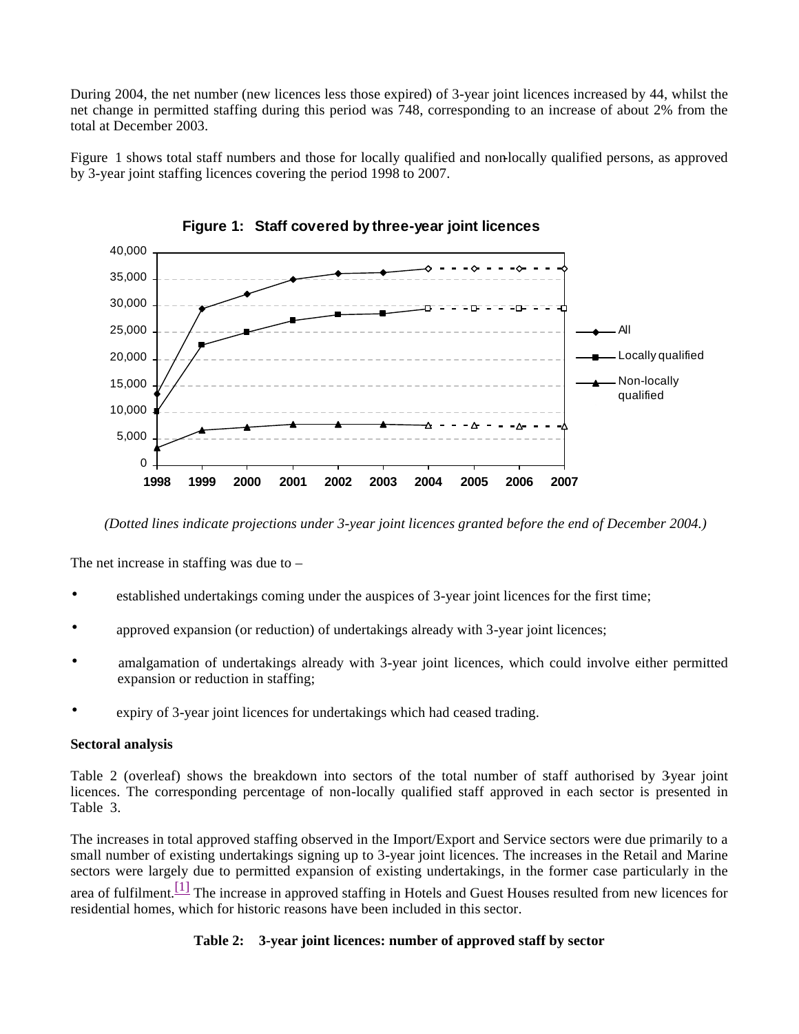During 2004, the net number (new licences less those expired) of 3-year joint licences increased by 44, whilst the net change in permitted staffing during this period was 748, corresponding to an increase of about 2% from the total at December 2003.

Figure 1 shows total staff numbers and those for locally qualified and non-locally qualified persons, as approved by 3-year joint staffing licences covering the period 1998 to 2007.

**Figure 1: Staff covered by three-year joint licences**

*(Dotted lines indicate projections under 3-year joint licences granted before the end of December 2004.)*

The net increase in staffing was due to –

- established undertakings coming under the auspices of 3-year joint licences for the first time;
- approved expansion (or reduction) of undertakings already with 3-year joint licences;
- amalgamation of undertakings already with 3-year joint licences, which could involve either permitted expansion or reduction in staffing;
- expiry of 3-year joint licences for undertakings which had ceased trading.

**Sectoral analysis**

Table 2 (overleaf) shows the breakdown into sectors of the total number of staff authorised by 3-year joint licences. The corresponding percentage of non-locally qualified staff approved in each sector is presented in Table 3.

The increases in total approved staffing observed in the Import/Export and Service sectors were due primarily to a small number of existing undertakings signing up to 3-year joint licences. The increases in the Retail and Marine sectors were largely due to permitted expansion of existing undertakings, in the former case particularly in the area of fulfilment.[1] The increase in approved staffing in Hotels and Guest Houses resulted from new licences for residential homes, which for historic reasons have been included in this sector.

**Table 2: 3-year joint licences: number of approved staff by sector**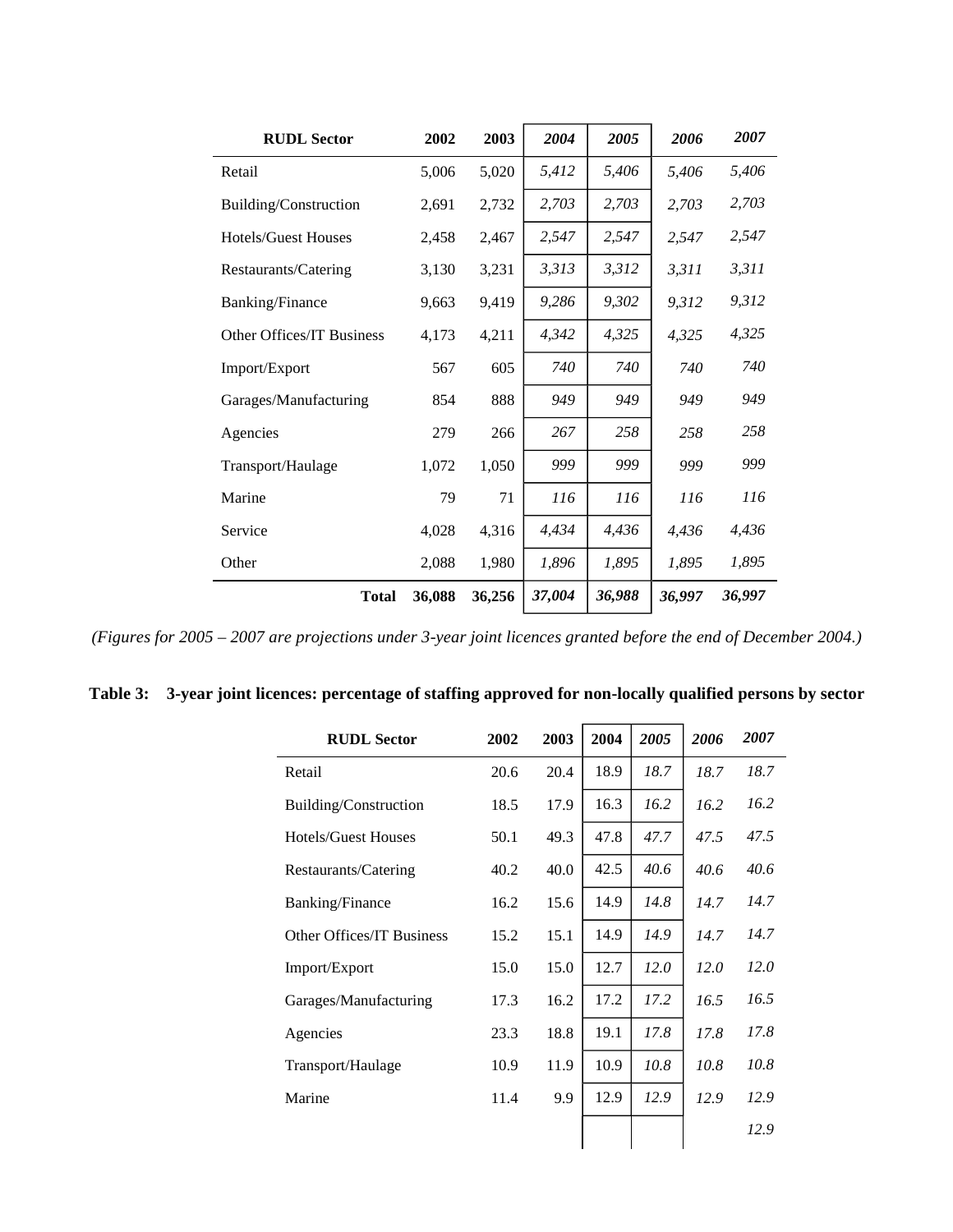| RUDL Sector | 2002 | 2003 | *2004* | *2005* | *2006* | *2007* |
|---|---|---|---|---|---|---|
| Retail | 5,006 | 5,020 | *5,412* | *5,406* | *5,406* | *5,406* |
| Building/Construction | 2,691 | 2,732 | *2,703* | *2,703* | *2,703* | *2,703* |
| Hotels/Guest Houses | 2,458 | 2,467 | *2,547* | *2,547* | *2,547* | *2,547* |
| Restaurants/Catering | 3,130 | 3,231 | *3,313* | *3,312* | *3,311* | *3,311* |
| Banking/Finance | 9,663 | 9,419 | *9,286* | *9,302* | *9,312* | *9,312* |
| Other Offices/IT Business | 4,173 | 4,211 | *4,342* | *4,325* | *4,325* | *4,325* |
| Import/Export | 567 | 605 | *740* | *740* | *740* | *740* |
| Garages/Manufacturing | 854 | 888 | *949* | *949* | *949* | *949* |
| Agencies | 279 | 266 | *267* | *258* | *258* | *258* |
| Transport/Haulage | 1,072 | 1,050 | *999* | *999* | *999* | *999* |
| Marine | 79 | 71 | *116* | *116* | *116* | *116* |
| Service | 4,028 | 4,316 | *4,434* | *4,436* | *4,436* | *4,436* |
| Other | 2,088 | 1,980 | *1,896* | *1,895* | *1,895* | *1,895* |
| **Total** | **36,088** | **36,256** | ***37,004*** | ***36,988*** | ***36,997*** | ***36,997*** |

*(Figures for 2005 – 2007 are projections under 3-year joint licences granted before the end of December 2004.)*

**Table 3: 3-year joint licences: percentage of staffing approved for non-locally qualified persons by sector**

| RUDL Sector | 2002 | 2003 | 2004 | *2005* | *2006* | *2007* |
|---|---|---|---|---|---|---|
| Retail | 20.6 | 20.4 | 18.9 | *18.7* | *18.7* | *18.7* |
| Building/Construction | 18.5 | 17.9 | 16.3 | *16.2* | *16.2* | *16.2* |
| Hotels/Guest Houses | 50.1 | 49.3 | 47.8 | *47.7* | *47.5* | *47.5* |
| Restaurants/Catering | 40.2 | 40.0 | 42.5 | *40.6* | *40.6* | *40.6* |
| Banking/Finance | 16.2 | 15.6 | 14.9 | *14.8* | *14.7* | *14.7* |
| Other Offices/IT Business | 15.2 | 15.1 | 14.9 | *14.9* | *14.7* | *14.7* |
| Import/Export | 15.0 | 15.0 | 12.7 | *12.0* | *12.0* | *12.0* |
| Garages/Manufacturing | 17.3 | 16.2 | 17.2 | *17.2* | *16.5* | *16.5* |
| Agencies | 23.3 | 18.8 | 19.1 | *17.8* | *17.8* | *17.8* |
| Transport/Haulage | 10.9 | 11.9 | 10.9 | *10.8* | *10.8* | *10.8* |
| Marine | 11.4 | 9.9 | 12.9 | *12.9* | *12.9* | *12.9* |
| | | | | | | *12.9* |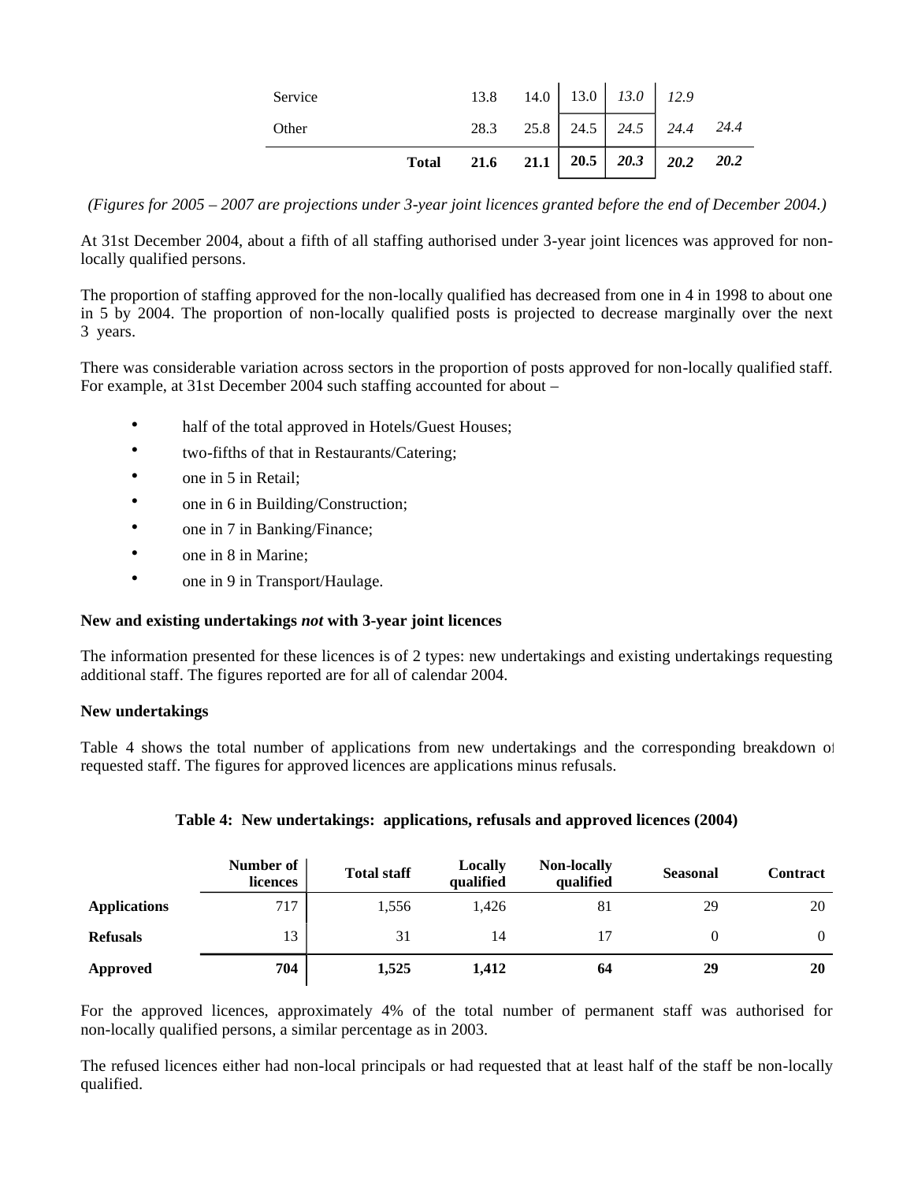| | | | | | | |
|---|---|---|---|---|---|---|
| Service | 13.8 | 14.0 | 13.0 | *13.0* | *12.9* | |
| Other | 28.3 | 25.8 | 24.5 | *24.5* | *24.4* | *24.4* |
| **Total** | **21.6** | **21.1** | **20.5** | ***20.3*** | ***20.2*** | ***20.2*** |

*(Figures for 2005 – 2007 are projections under 3-year joint licences granted before the end of December 2004.)*

At 31st December 2004, about a fifth of all staffing authorised under 3-year joint licences was approved for non-locally qualified persons.

The proportion of staffing approved for the non-locally qualified has decreased from one in 4 in 1998 to about one in 5 by 2004. The proportion of non-locally qualified posts is projected to decrease marginally over the next 3 years.

There was considerable variation across sectors in the proportion of posts approved for non-locally qualified staff. For example, at 31st December 2004 such staffing accounted for about –

- half of the total approved in Hotels/Guest Houses;
- two-fifths of that in Restaurants/Catering;
- one in 5 in Retail;
- one in 6 in Building/Construction;
- one in 7 in Banking/Finance;
- one in 8 in Marine;
- one in 9 in Transport/Haulage.

**New and existing undertakings *not* with 3-year joint licences**

The information presented for these licences is of 2 types: new undertakings and existing undertakings requesting additional staff. The figures reported are for all of calendar 2004.

**New undertakings**

Table 4 shows the total number of applications from new undertakings and the corresponding breakdown of requested staff. The figures for approved licences are applications minus refusals.

**Table 4: New undertakings: applications, refusals and approved licences (2004)**

| | Number of licences | Total staff | Locally qualified | Non-locally qualified | Seasonal | Contract |
|---|---|---|---|---|---|---|
| **Applications** | 717 | 1,556 | 1,426 | 81 | 29 | 20 |
| **Refusals** | 13 | 31 | 14 | 17 | 0 | 0 |
| **Approved** | **704** | **1,525** | **1,412** | **64** | **29** | **20** |

For the approved licences, approximately 4% of the total number of permanent staff was authorised for non-locally qualified persons, a similar percentage as in 2003.

The refused licences either had non-local principals or had requested that at least half of the staff be non-locally qualified.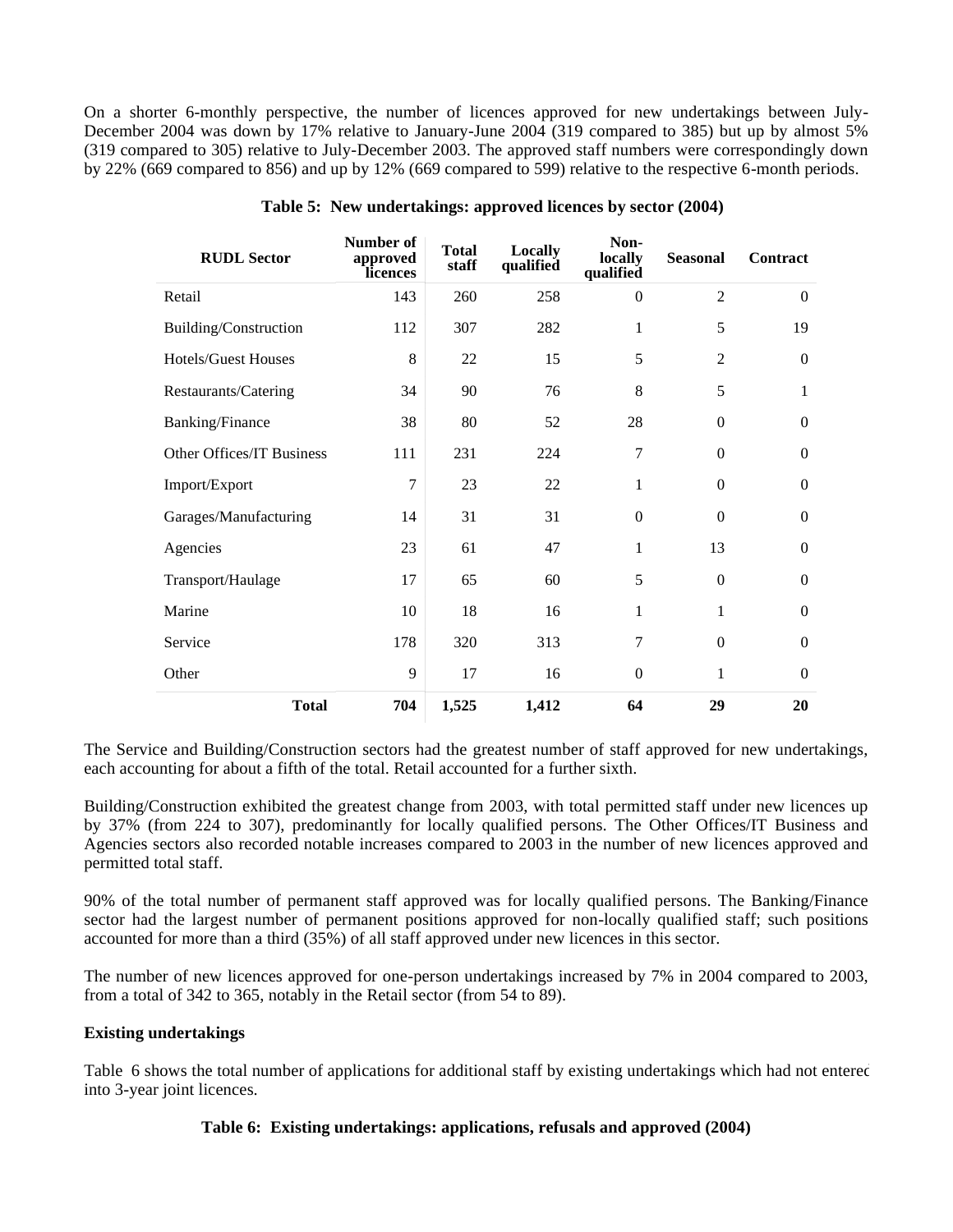On a shorter 6-monthly perspective, the number of licences approved for new undertakings between July-December 2004 was down by 17% relative to January-June 2004 (319 compared to 385) but up by almost 5% (319 compared to 305) relative to July-December 2003. The approved staff numbers were correspondingly down by 22% (669 compared to 856) and up by 12% (669 compared to 599) relative to the respective 6-month periods.

**Table 5: New undertakings: approved licences by sector (2004)**

| RUDL Sector | Number of approved licences | Total staff | Locally qualified | Non-locally qualified | Seasonal | Contract |
|---|---|---|---|---|---|---|
| Retail | 143 | 260 | 258 | 0 | 2 | 0 |
| Building/Construction | 112 | 307 | 282 | 1 | 5 | 19 |
| Hotels/Guest Houses | 8 | 22 | 15 | 5 | 2 | 0 |
| Restaurants/Catering | 34 | 90 | 76 | 8 | 5 | 1 |
| Banking/Finance | 38 | 80 | 52 | 28 | 0 | 0 |
| Other Offices/IT Business | 111 | 231 | 224 | 7 | 0 | 0 |
| Import/Export | 7 | 23 | 22 | 1 | 0 | 0 |
| Garages/Manufacturing | 14 | 31 | 31 | 0 | 0 | 0 |
| Agencies | 23 | 61 | 47 | 1 | 13 | 0 |
| Transport/Haulage | 17 | 65 | 60 | 5 | 0 | 0 |
| Marine | 10 | 18 | 16 | 1 | 1 | 0 |
| Service | 178 | 320 | 313 | 7 | 0 | 0 |
| Other | 9 | 17 | 16 | 0 | 1 | 0 |
| **Total** | **704** | **1,525** | **1,412** | **64** | **29** | **20** |

The Service and Building/Construction sectors had the greatest number of staff approved for new undertakings, each accounting for about a fifth of the total. Retail accounted for a further sixth.

Building/Construction exhibited the greatest change from 2003, with total permitted staff under new licences up by 37% (from 224 to 307), predominantly for locally qualified persons. The Other Offices/IT Business and Agencies sectors also recorded notable increases compared to 2003 in the number of new licences approved and permitted total staff.

90% of the total number of permanent staff approved was for locally qualified persons. The Banking/Finance sector had the largest number of permanent positions approved for non-locally qualified staff; such positions accounted for more than a third (35%) of all staff approved under new licences in this sector.

The number of new licences approved for one-person undertakings increased by 7% in 2004 compared to 2003, from a total of 342 to 365, notably in the Retail sector (from 54 to 89).

**Existing undertakings**

Table 6 shows the total number of applications for additional staff by existing undertakings which had not entered into 3-year joint licences.

**Table 6: Existing undertakings: applications, refusals and approved (2004)**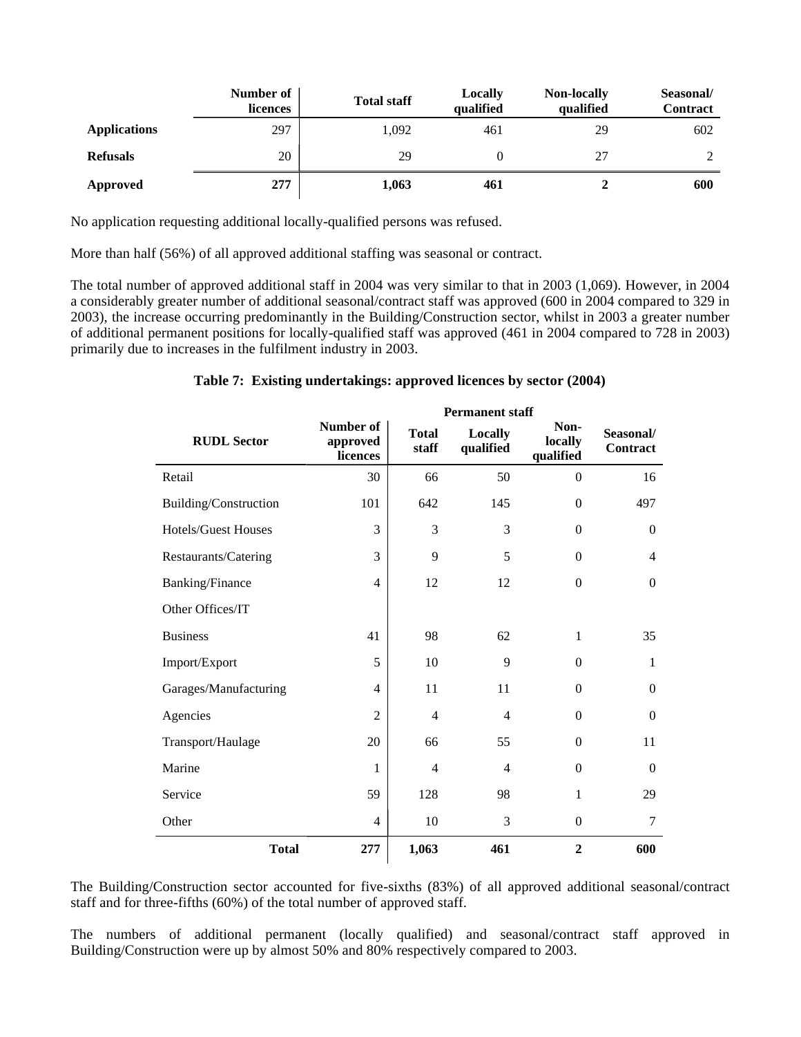| | Number of licences | Total staff | Locally qualified | Non-locally qualified | Seasonal/ Contract |
|---|---|---|---|---|---|
| **Applications** | 297 | 1,092 | 461 | 29 | 602 |
| **Refusals** | 20 | 29 | 0 | 27 | 2 |
| **Approved** | **277** | **1,063** | **461** | **2** | **600** |

No application requesting additional locally-qualified persons was refused.

More than half (56%) of all approved additional staffing was seasonal or contract.

The total number of approved additional staff in 2004 was very similar to that in 2003 (1,069). However, in 2004 a considerably greater number of additional seasonal/contract staff was approved (600 in 2004 compared to 329 in 2003), the increase occurring predominantly in the Building/Construction sector, whilst in 2003 a greater number of additional permanent positions for locally-qualified staff was approved (461 in 2004 compared to 728 in 2003) primarily due to increases in the fulfilment industry in 2003.

**Table 7: Existing undertakings: approved licences by sector (2004)**

| RUDL Sector | Number of approved licences | Total staff | Permanent staff: Locally qualified | Permanent staff: Non-locally qualified | Seasonal/ Contract |
|---|---|---|---|---|---|
| Retail | 30 | 66 | 50 | 0 | 16 |
| Building/Construction | 101 | 642 | 145 | 0 | 497 |
| Hotels/Guest Houses | 3 | 3 | 3 | 0 | 0 |
| Restaurants/Catering | 3 | 9 | 5 | 0 | 4 |
| Banking/Finance | 4 | 12 | 12 | 0 | 0 |
| Other Offices/IT | | | | | |
| Business | 41 | 98 | 62 | 1 | 35 |
| Import/Export | 5 | 10 | 9 | 0 | 1 |
| Garages/Manufacturing | 4 | 11 | 11 | 0 | 0 |
| Agencies | 2 | 4 | 4 | 0 | 0 |
| Transport/Haulage | 20 | 66 | 55 | 0 | 11 |
| Marine | 1 | 4 | 4 | 0 | 0 |
| Service | 59 | 128 | 98 | 1 | 29 |
| Other | 4 | 10 | 3 | 0 | 7 |
| **Total** | **277** | **1,063** | **461** | **2** | **600** |

The Building/Construction sector accounted for five-sixths (83%) of all approved additional seasonal/contract staff and for three-fifths (60%) of the total number of approved staff.

The numbers of additional permanent (locally qualified) and seasonal/contract staff approved in Building/Construction were up by almost 50% and 80% respectively compared to 2003.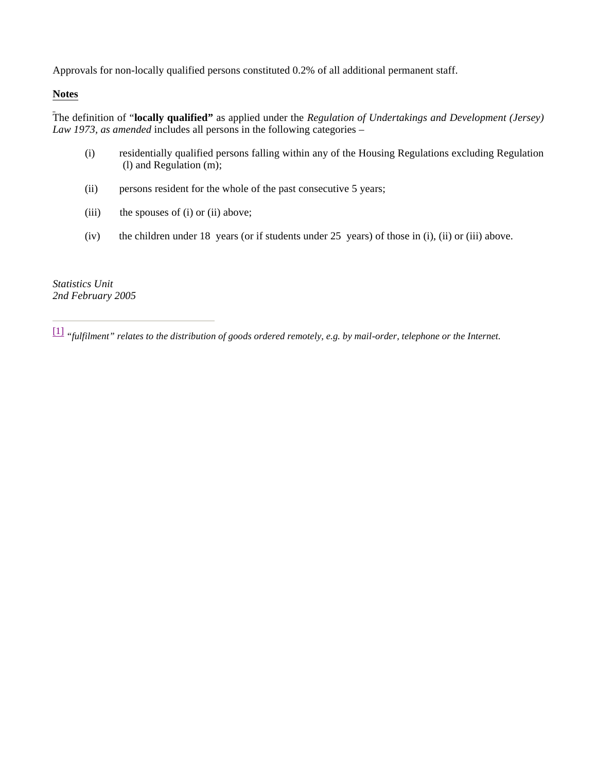Approvals for non-locally qualified persons constituted 0.2% of all additional permanent staff.

**Notes**

The definition of "**locally qualified"** as applied under the *Regulation of Undertakings and Development (Jersey) Law 1973, as amended* includes all persons in the following categories –

(i) residentially qualified persons falling within any of the Housing Regulations excluding Regulation (l) and Regulation (m);

(ii) persons resident for the whole of the past consecutive 5 years;

(iii) the spouses of (i) or (ii) above;

(iv) the children under 18 years (or if students under 25 years) of those in (i), (ii) or (iii) above.

*Statistics Unit*
*2nd February 2005*

---

[1] *"fulfilment" relates to the distribution of goods ordered remotely, e.g. by mail-order, telephone or the Internet.*